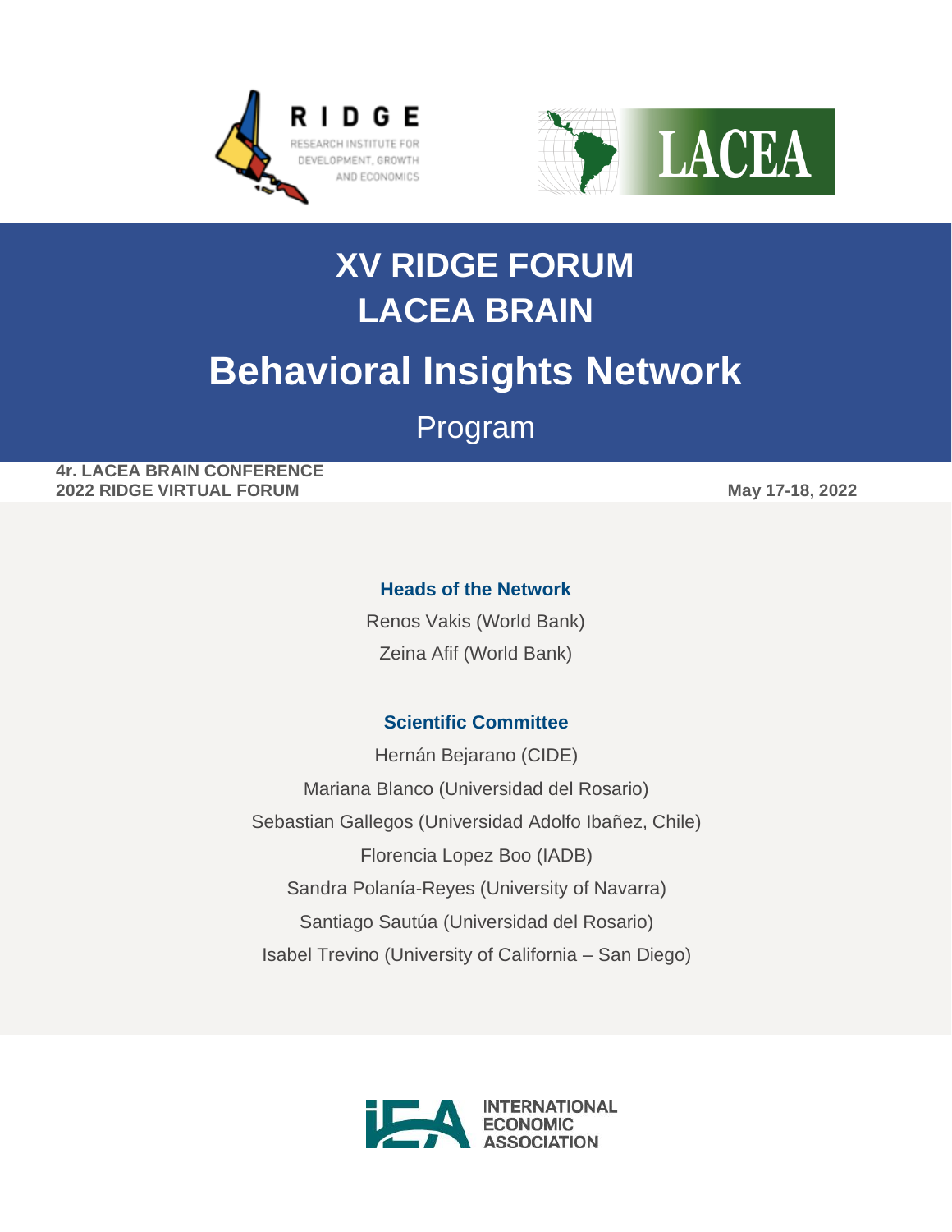# XV RIDGE FORUM
# LACEA BRAIN
# Behavioral Insights Network

## Program

**4r. LACEA BRAIN CONFERENCE**
**2022 RIDGE VIRTUAL FORUM**

**May 17-18, 2022**

### Heads of the Network

Renos Vakis (World Bank)

Zeina Afif (World Bank)

### Scientific Committee

Hernán Bejarano (CIDE)

Mariana Blanco (Universidad del Rosario)

Sebastian Gallegos (Universidad Adolfo Ibañez, Chile)

Florencia Lopez Boo (IADB)

Sandra Polanía-Reyes (University of Navarra)

Santiago Sautúa (Universidad del Rosario)

Isabel Trevino (University of California – San Diego)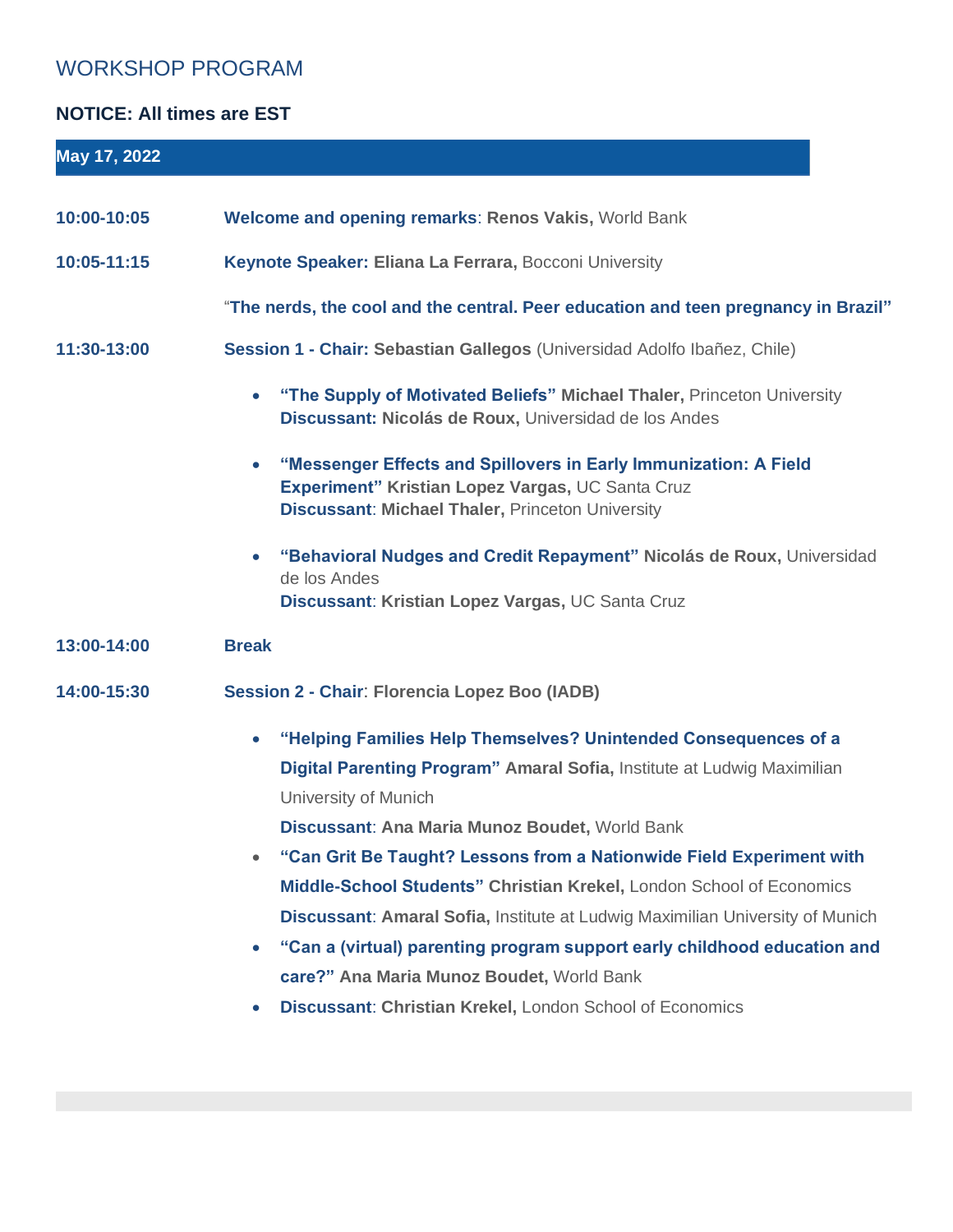## WORKSHOP PROGRAM

**NOTICE: All times are EST**

**May 17, 2022**

**10:00-10:05** **Welcome and opening remarks**: **Renos Vakis,** World Bank

**10:05-11:15** **Keynote Speaker: Eliana La Ferrara,** Bocconi University

"**The nerds, the cool and the central. Peer education and teen pregnancy in Brazil"**

**11:30-13:00** **Session 1 - Chair: Sebastian Gallegos** (Universidad Adolfo Ibañez, Chile)

- **"The Supply of Motivated Beliefs" Michael Thaler,** Princeton University
  **Discussant: Nicolás de Roux,** Universidad de los Andes
- **"Messenger Effects and Spillovers in Early Immunization: A Field Experiment" Kristian Lopez Vargas,** UC Santa Cruz
  **Discussant**: **Michael Thaler,** Princeton University
- **"Behavioral Nudges and Credit Repayment" Nicolás de Roux,** Universidad de los Andes
  **Discussant**: **Kristian Lopez Vargas,** UC Santa Cruz

**13:00-14:00** **Break**

**14:00-15:30** **Session 2 - Chair**: **Florencia Lopez Boo (IADB)**

- **"Helping Families Help Themselves? Unintended Consequences of a Digital Parenting Program" Amaral Sofia,** Institute at Ludwig Maximilian University of Munich
  **Discussant**: **Ana Maria Munoz Boudet,** World Bank
- **"Can Grit Be Taught? Lessons from a Nationwide Field Experiment with Middle-School Students" Christian Krekel,** London School of Economics
  **Discussant**: **Amaral Sofia,** Institute at Ludwig Maximilian University of Munich
- **"Can a (virtual) parenting program support early childhood education and care?" Ana Maria Munoz Boudet,** World Bank
- **Discussant**: **Christian Krekel,** London School of Economics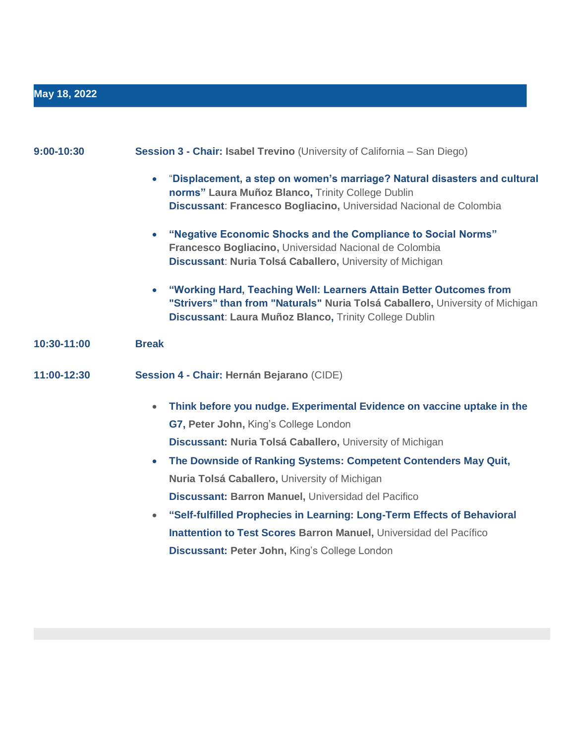## May 18, 2022

**9:00-10:30** **Session 3 - Chair: Isabel Trevino** (University of California – San Diego)

- "**Displacement, a step on women's marriage? Natural disasters and cultural norms" Laura Muñoz Blanco,** Trinity College Dublin
  **Discussant**: **Francesco Bogliacino,** Universidad Nacional de Colombia

- **"Negative Economic Shocks and the Compliance to Social Norms"**
  **Francesco Bogliacino,** Universidad Nacional de Colombia
  **Discussant**: **Nuria Tolsá Caballero,** University of Michigan

- **"Working Hard, Teaching Well: Learners Attain Better Outcomes from "Strivers" than from "Naturals" Nuria Tolsá Caballero,** University of Michigan
  **Discussant**: **Laura Muñoz Blanco,** Trinity College Dublin

**10:30-11:00** **Break**

**11:00-12:30** **Session 4 - Chair: Hernán Bejarano** (CIDE)

- **Think before you nudge. Experimental Evidence on vaccine uptake in the G7, Peter John,** King's College London
  **Discussant: Nuria Tolsá Caballero,** University of Michigan
- **The Downside of Ranking Systems: Competent Contenders May Quit,**
  **Nuria Tolsá Caballero,** University of Michigan
  **Discussant: Barron Manuel,** Universidad del Pacifico
- **"Self-fulfilled Prophecies in Learning: Long-Term Effects of Behavioral Inattention to Test Scores Barron Manuel,** Universidad del Pacífico
  **Discussant: Peter John,** King's College London